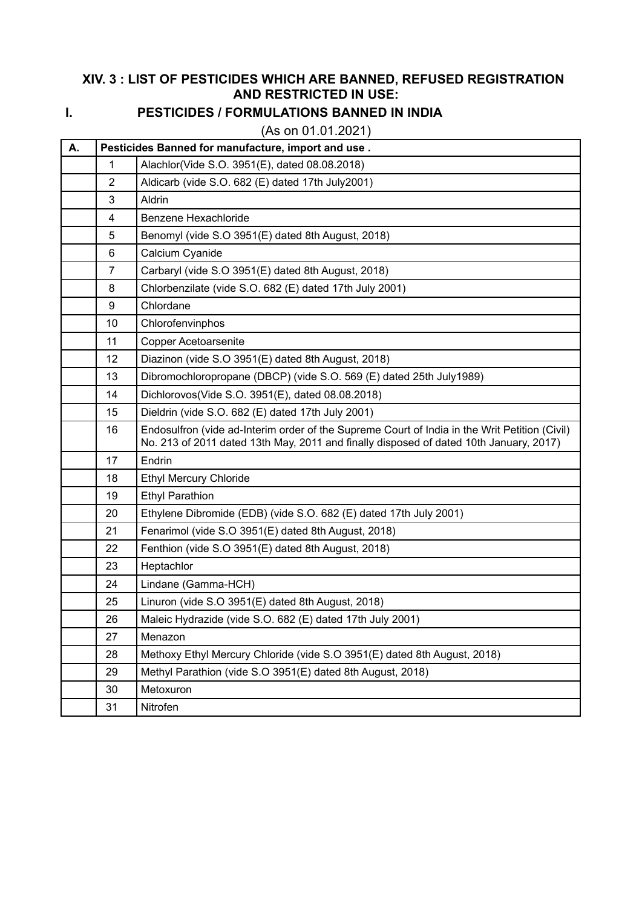## XIV. 3 : LIST OF PESTICIDES WHICH ARE BANNED, REFUSED REGISTRATION AND RESTRICTED IN USE:

### I. PESTICIDES / FORMULATIONS BANNED IN INDIA

(As on 01.01.2021)

| A. | Pesticides Banned for manufacture, import and use . | |
|---|---|---|
| | 1 | Alachlor(Vide S.O. 3951(E), dated 08.08.2018) |
| | 2 | Aldicarb (vide S.O. 682 (E) dated 17th July2001) |
| | 3 | Aldrin |
| | 4 | Benzene Hexachloride |
| | 5 | Benomyl (vide S.O 3951(E) dated 8th August, 2018) |
| | 6 | Calcium Cyanide |
| | 7 | Carbaryl (vide S.O 3951(E) dated 8th August, 2018) |
| | 8 | Chlorbenzilate (vide S.O. 682 (E) dated 17th July 2001) |
| | 9 | Chlordane |
| | 10 | Chlorofenvinphos |
| | 11 | Copper Acetoarsenite |
| | 12 | Diazinon (vide S.O 3951(E) dated 8th August, 2018) |
| | 13 | Dibromochloropropane (DBCP) (vide S.O. 569 (E) dated 25th July1989) |
| | 14 | Dichlorovos(Vide S.O. 3951(E), dated 08.08.2018) |
| | 15 | Dieldrin (vide S.O. 682 (E) dated 17th July 2001) |
| | 16 | Endosulfron (vide ad-Interim order of the Supreme Court of India in the Writ Petition (Civil) No. 213 of 2011 dated 13th May, 2011 and finally disposed of dated 10th January, 2017) |
| | 17 | Endrin |
| | 18 | Ethyl Mercury Chloride |
| | 19 | Ethyl Parathion |
| | 20 | Ethylene Dibromide (EDB) (vide S.O. 682 (E) dated 17th July 2001) |
| | 21 | Fenarimol (vide S.O 3951(E) dated 8th August, 2018) |
| | 22 | Fenthion (vide S.O 3951(E) dated 8th August, 2018) |
| | 23 | Heptachlor |
| | 24 | Lindane (Gamma-HCH) |
| | 25 | Linuron (vide S.O 3951(E) dated 8th August, 2018) |
| | 26 | Maleic Hydrazide (vide S.O. 682 (E) dated 17th July 2001) |
| | 27 | Menazon |
| | 28 | Methoxy Ethyl Mercury Chloride (vide S.O 3951(E) dated 8th August, 2018) |
| | 29 | Methyl Parathion (vide S.O 3951(E) dated 8th August, 2018) |
| | 30 | Metoxuron |
| | 31 | Nitrofen |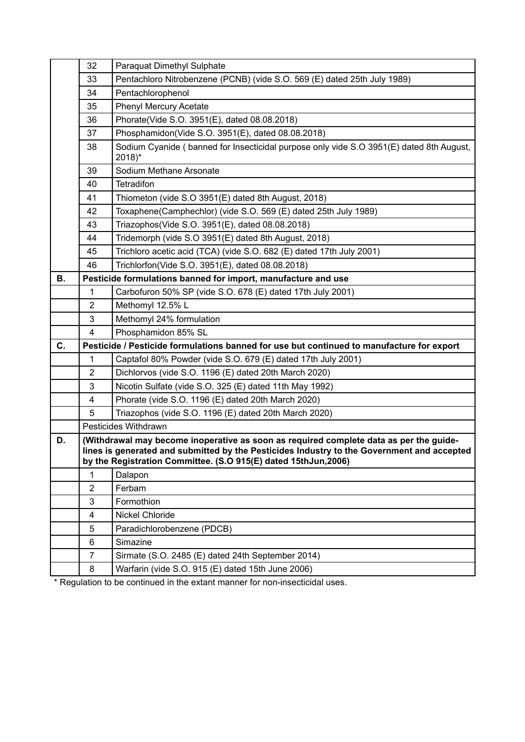| | | |
|---|---|---|
| | 32 | Paraquat Dimethyl Sulphate |
| | 33 | Pentachloro Nitrobenzene (PCNB) (vide S.O. 569 (E) dated 25th July 1989) |
| | 34 | Pentachlorophenol |
| | 35 | Phenyl Mercury Acetate |
| | 36 | Phorate(Vide S.O. 3951(E), dated 08.08.2018) |
| | 37 | Phosphamidon(Vide S.O. 3951(E), dated 08.08.2018) |
| | 38 | Sodium Cyanide ( banned for Insecticidal purpose only vide S.O 3951(E) dated 8th August, 2018)* |
| | 39 | Sodium Methane Arsonate |
| | 40 | Tetradifon |
| | 41 | Thiometon (vide S.O 3951(E) dated 8th August, 2018) |
| | 42 | Toxaphene(Camphechlor) (vide S.O. 569 (E) dated 25th July 1989) |
| | 43 | Triazophos(Vide S.O. 3951(E), dated 08.08.2018) |
| | 44 | Tridemorph (vide S.O 3951(E) dated 8th August, 2018) |
| | 45 | Trichloro acetic acid (TCA) (vide S.O. 682 (E) dated 17th July 2001) |
| | 46 | Trichlorfon(Vide S.O. 3951(E), dated 08.08.2018) |
| **B.** | **Pesticide formulations banned for import, manufacture and use** | |
| | 1 | Carbofuron 50% SP (vide S.O. 678 (E) dated 17th July 2001) |
| | 2 | Methomyl 12.5% L |
| | 3 | Methomyl 24% formulation |
| | 4 | Phosphamidon 85% SL |
| **C.** | **Pesticide / Pesticide formulations banned for use but continued to manufacture for export** | |
| | 1 | Captafol 80% Powder (vide S.O. 679 (E) dated 17th July 2001) |
| | 2 | Dichlorvos (vide S.O. 1196 (E) dated 20th March 2020) |
| | 3 | Nicotin Sulfate (vide S.O. 325 (E) dated 11th May 1992) |
| | 4 | Phorate (vide S.O. 1196 (E) dated 20th March 2020) |
| | 5 | Triazophos (vide S.O. 1196 (E) dated 20th March 2020) |
| | Pesticides Withdrawn | |
| **D.** | **(Withdrawal may become inoperative as soon as required complete data as per the guide-lines is generated and submitted by the Pesticides Industry to the Government and accepted by the Registration Committee. (S.O 915(E) dated 15thJun,2006)** | |
| | 1 | Dalapon |
| | 2 | Ferbam |
| | 3 | Formothion |
| | 4 | Nickel Chloride |
| | 5 | Paradichlorobenzene (PDCB) |
| | 6 | Simazine |
| | 7 | Sirmate (S.O. 2485 (E) dated 24th September 2014) |
| | 8 | Warfarin (vide S.O. 915 (E) dated 15th June 2006) |

* Regulation to be continued in the extant manner for non-insecticidal uses.